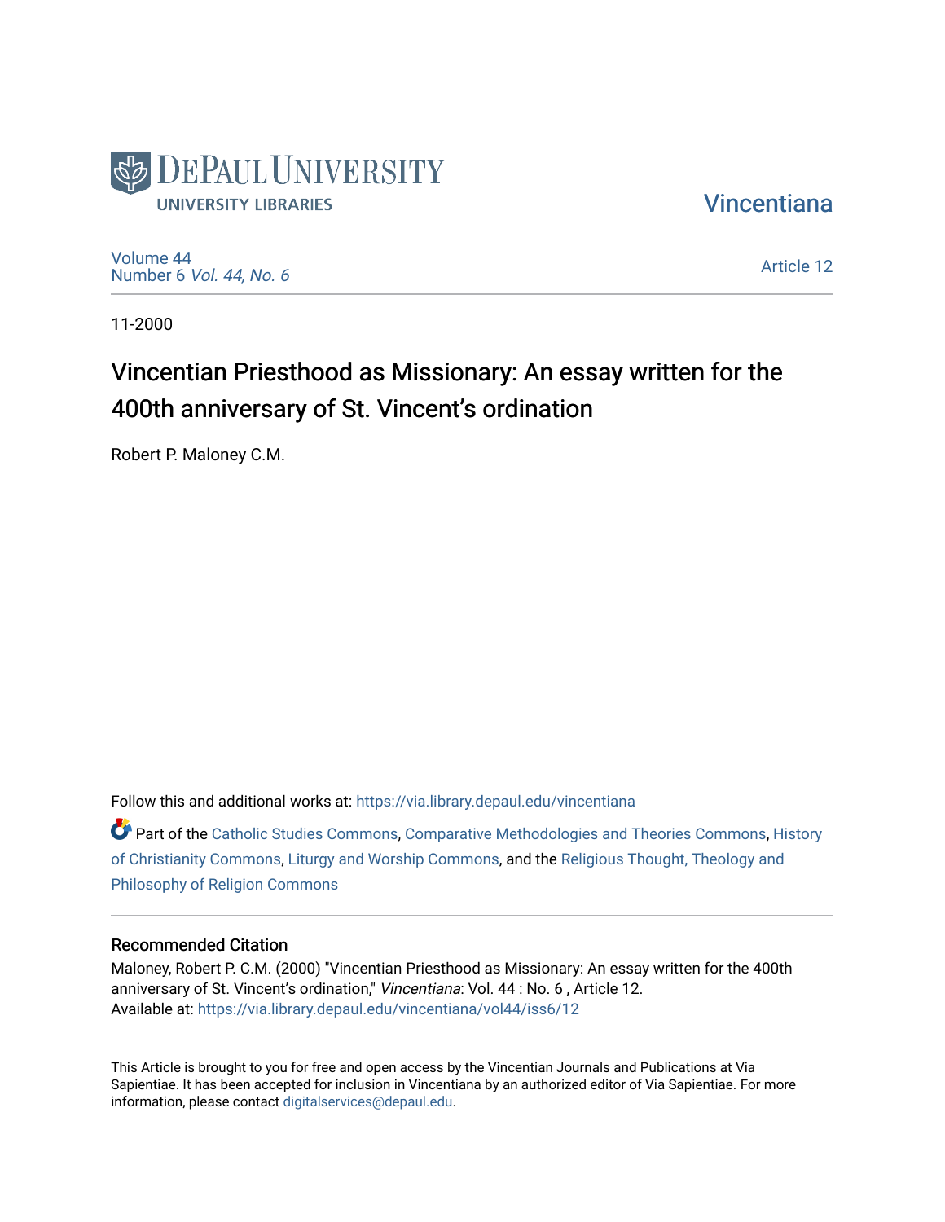DePaul University
University Libraries

Vincentiana

Volume 44
Number 6 *Vol. 44, No. 6*

Article 12

11-2000

# Vincentian Priesthood as Missionary: An essay written for the 400th anniversary of St. Vincent's ordination

Robert P. Maloney C.M.

Follow this and additional works at: https://via.library.depaul.edu/vincentiana

Part of the Catholic Studies Commons, Comparative Methodologies and Theories Commons, History of Christianity Commons, Liturgy and Worship Commons, and the Religious Thought, Theology and Philosophy of Religion Commons

## Recommended Citation

Maloney, Robert P. C.M. (2000) "Vincentian Priesthood as Missionary: An essay written for the 400th anniversary of St. Vincent's ordination," *Vincentiana*: Vol. 44 : No. 6 , Article 12.
Available at: https://via.library.depaul.edu/vincentiana/vol44/iss6/12

This Article is brought to you for free and open access by the Vincentian Journals and Publications at Via Sapientiae. It has been accepted for inclusion in Vincentiana by an authorized editor of Via Sapientiae. For more information, please contact digitalservices@depaul.edu.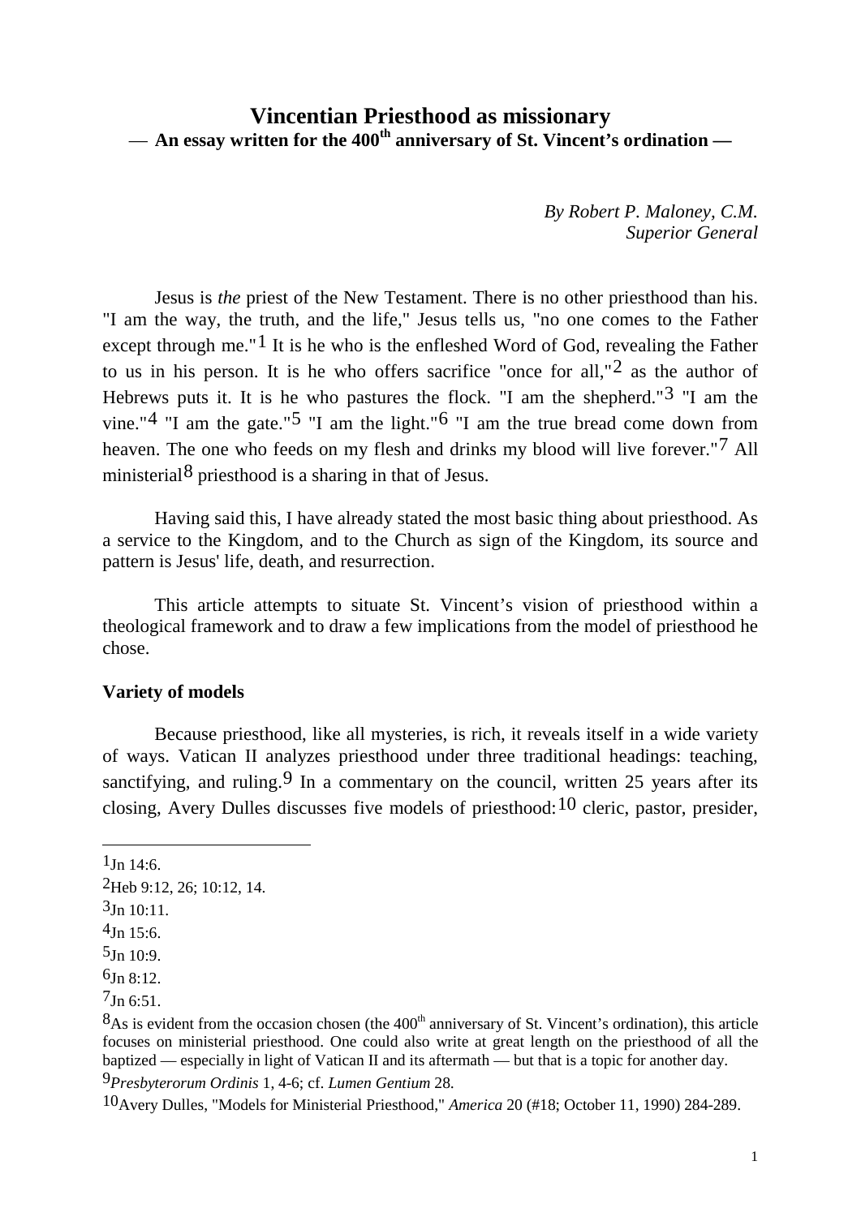# Vincentian Priesthood as missionary

**— An essay written for the 400th anniversary of St. Vincent's ordination —**

*By Robert P. Maloney, C.M.*
*Superior General*

Jesus is *the* priest of the New Testament. There is no other priesthood than his. "I am the way, the truth, and the life," Jesus tells us, "no one comes to the Father except through me."[1] It is he who is the enfleshed Word of God, revealing the Father to us in his person. It is he who offers sacrifice "once for all,"[2] as the author of Hebrews puts it. It is he who pastures the flock. "I am the shepherd."[3] "I am the vine."[4] "I am the gate."[5] "I am the light."[6] "I am the true bread come down from heaven. The one who feeds on my flesh and drinks my blood will live forever."[7] All ministerial[8] priesthood is a sharing in that of Jesus.

Having said this, I have already stated the most basic thing about priesthood. As a service to the Kingdom, and to the Church as sign of the Kingdom, its source and pattern is Jesus' life, death, and resurrection.

This article attempts to situate St. Vincent's vision of priesthood within a theological framework and to draw a few implications from the model of priesthood he chose.

**Variety of models**

Because priesthood, like all mysteries, is rich, it reveals itself in a wide variety of ways. Vatican II analyzes priesthood under three traditional headings: teaching, sanctifying, and ruling.[9] In a commentary on the council, written 25 years after its closing, Avery Dulles discusses five models of priesthood:[10] cleric, pastor, presider,

---

[1] Jn 14:6.

[2] Heb 9:12, 26; 10:12, 14.

[3] Jn 10:11.

[4] Jn 15:6.

[5] Jn 10:9.

[6] Jn 8:12.

[7] Jn 6:51.

[8] As is evident from the occasion chosen (the 400th anniversary of St. Vincent's ordination), this article focuses on ministerial priesthood. One could also write at great length on the priesthood of all the baptized — especially in light of Vatican II and its aftermath — but that is a topic for another day.

[9] *Presbyterorum Ordinis* 1, 4-6; cf. *Lumen Gentium* 28.

[10] Avery Dulles, "Models for Ministerial Priesthood," *America* 20 (#18; October 11, 1990) 284-289.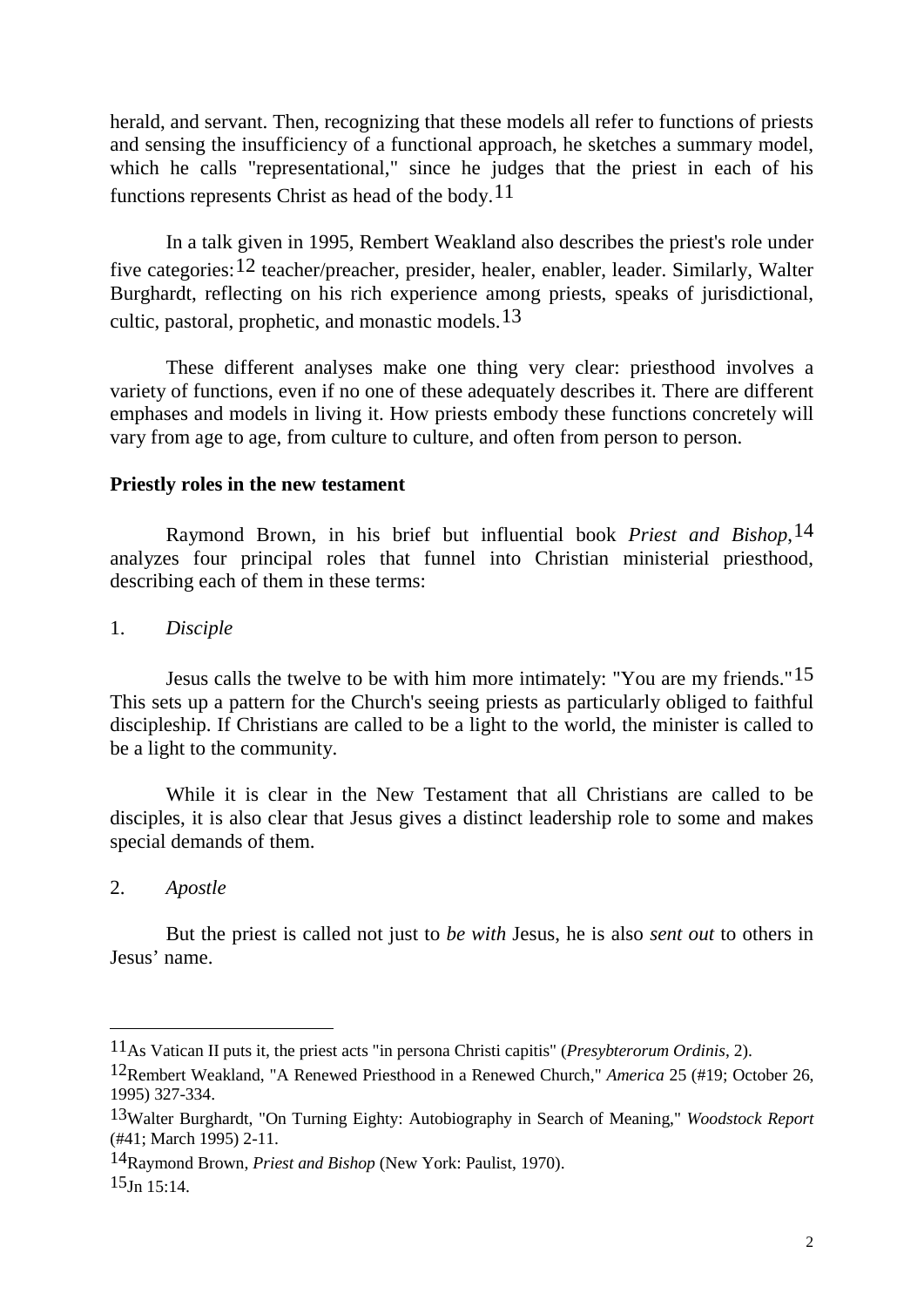herald, and servant. Then, recognizing that these models all refer to functions of priests and sensing the insufficiency of a functional approach, he sketches a summary model, which he calls "representational," since he judges that the priest in each of his functions represents Christ as head of the body.[11]

In a talk given in 1995, Rembert Weakland also describes the priest's role under five categories:[12] teacher/preacher, presider, healer, enabler, leader. Similarly, Walter Burghardt, reflecting on his rich experience among priests, speaks of jurisdictional, cultic, pastoral, prophetic, and monastic models.[13]

These different analyses make one thing very clear: priesthood involves a variety of functions, even if no one of these adequately describes it. There are different emphases and models in living it. How priests embody these functions concretely will vary from age to age, from culture to culture, and often from person to person.

**Priestly roles in the new testament**

Raymond Brown, in his brief but influential book *Priest and Bishop*,[14] analyzes four principal roles that funnel into Christian ministerial priesthood, describing each of them in these terms:

1. *Disciple*

Jesus calls the twelve to be with him more intimately: "You are my friends."[15] This sets up a pattern for the Church's seeing priests as particularly obliged to faithful discipleship. If Christians are called to be a light to the world, the minister is called to be a light to the community.

While it is clear in the New Testament that all Christians are called to be disciples, it is also clear that Jesus gives a distinct leadership role to some and makes special demands of them.

2. *Apostle*

But the priest is called not just to *be with* Jesus, he is also *sent out* to others in Jesus' name.

---

[11] As Vatican II puts it, the priest acts "in persona Christi capitis" (*Presybterorum Ordinis*, 2).

[12] Rembert Weakland, "A Renewed Priesthood in a Renewed Church," *America* 25 (#19; October 26, 1995) 327-334.

[13] Walter Burghardt, "On Turning Eighty: Autobiography in Search of Meaning," *Woodstock Report* (#41; March 1995) 2-11.

[14] Raymond Brown, *Priest and Bishop* (New York: Paulist, 1970).

[15] Jn 15:14.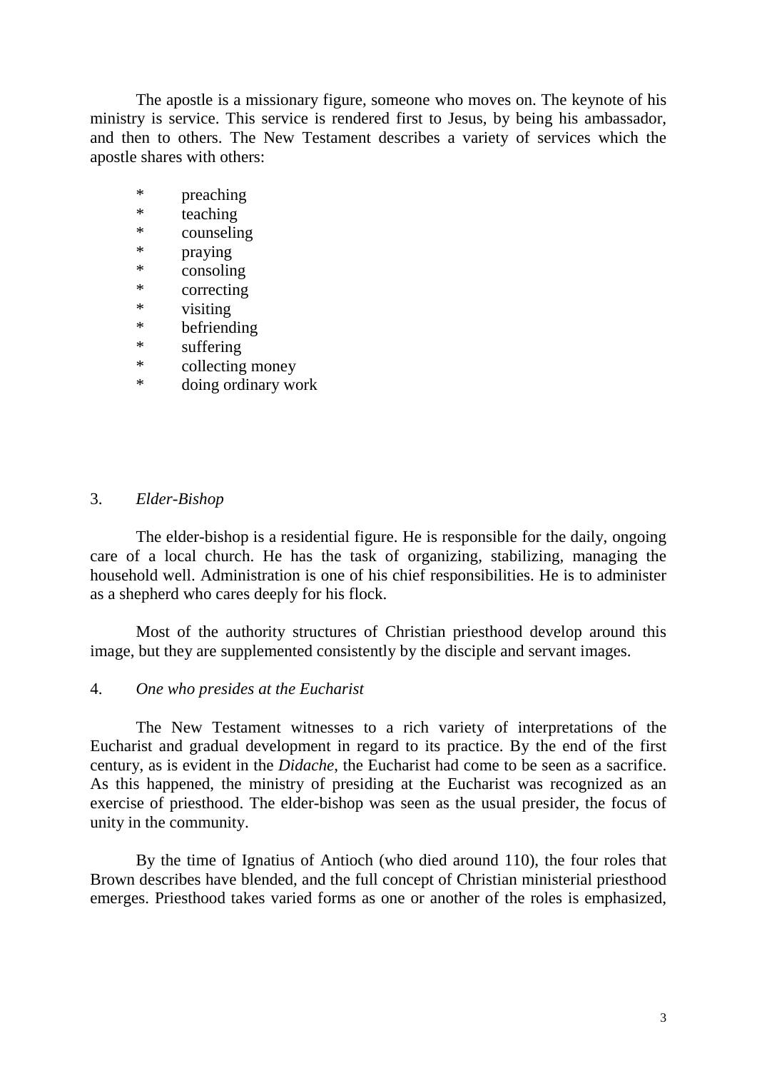The apostle is a missionary figure, someone who moves on. The keynote of his ministry is service. This service is rendered first to Jesus, by being his ambassador, and then to others. The New Testament describes a variety of services which the apostle shares with others:

* preaching
* teaching
* counseling
* praying
* consoling
* correcting
* visiting
* befriending
* suffering
* collecting money
* doing ordinary work

3. *Elder-Bishop*

The elder-bishop is a residential figure. He is responsible for the daily, ongoing care of a local church. He has the task of organizing, stabilizing, managing the household well. Administration is one of his chief responsibilities. He is to administer as a shepherd who cares deeply for his flock.

Most of the authority structures of Christian priesthood develop around this image, but they are supplemented consistently by the disciple and servant images.

4. *One who presides at the Eucharist*

The New Testament witnesses to a rich variety of interpretations of the Eucharist and gradual development in regard to its practice. By the end of the first century, as is evident in the *Didache*, the Eucharist had come to be seen as a sacrifice. As this happened, the ministry of presiding at the Eucharist was recognized as an exercise of priesthood. The elder-bishop was seen as the usual presider, the focus of unity in the community.

By the time of Ignatius of Antioch (who died around 110), the four roles that Brown describes have blended, and the full concept of Christian ministerial priesthood emerges. Priesthood takes varied forms as one or another of the roles is emphasized,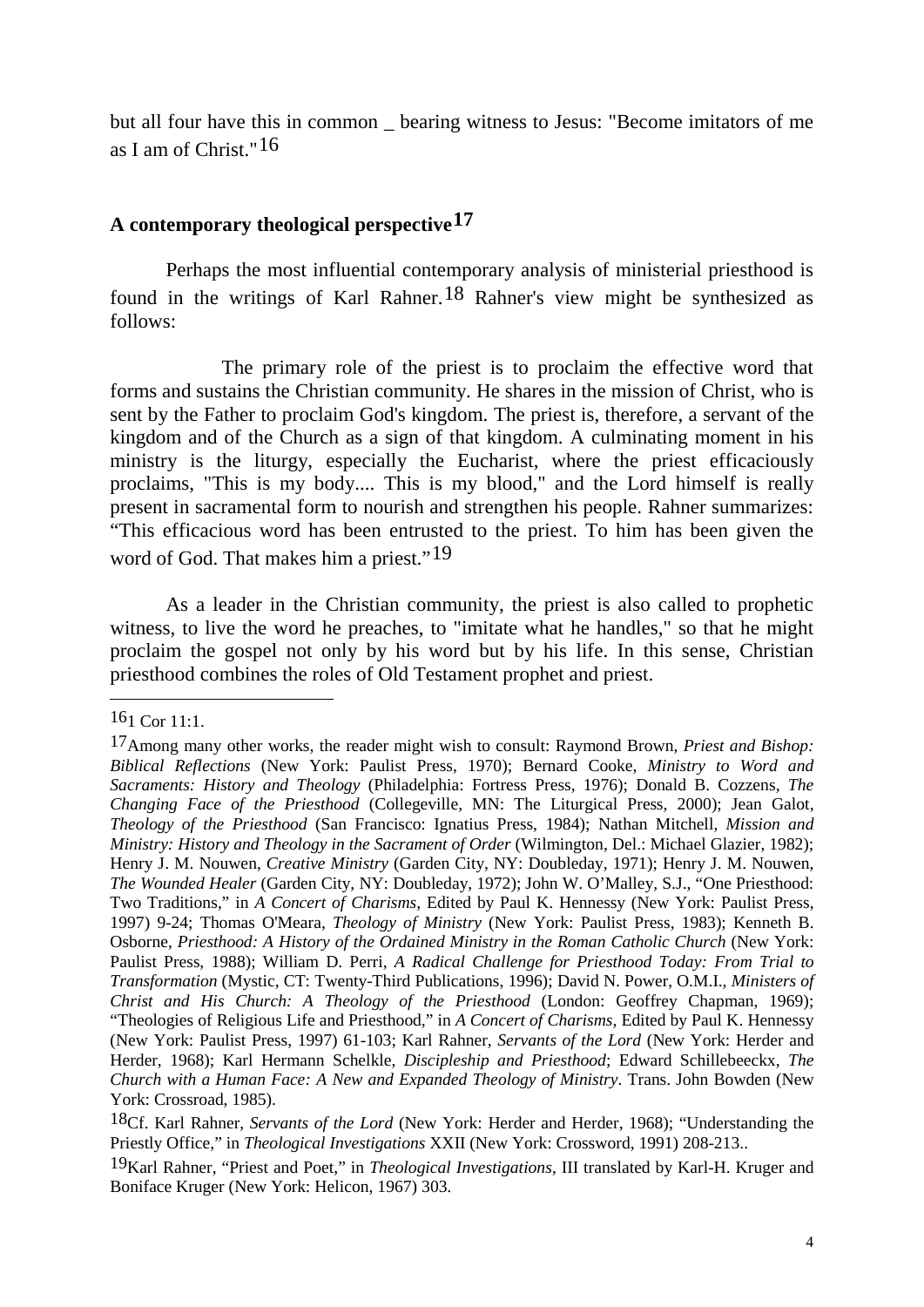but all four have this in common _ bearing witness to Jesus: "Become imitators of me as I am of Christ."[16]

## A contemporary theological perspective[17]

Perhaps the most influential contemporary analysis of ministerial priesthood is found in the writings of Karl Rahner.[18] Rahner's view might be synthesized as follows:

The primary role of the priest is to proclaim the effective word that forms and sustains the Christian community. He shares in the mission of Christ, who is sent by the Father to proclaim God's kingdom. The priest is, therefore, a servant of the kingdom and of the Church as a sign of that kingdom. A culminating moment in his ministry is the liturgy, especially the Eucharist, where the priest efficaciously proclaims, "This is my body.... This is my blood," and the Lord himself is really present in sacramental form to nourish and strengthen his people. Rahner summarizes: "This efficacious word has been entrusted to the priest. To him has been given the word of God. That makes him a priest."[19]

As a leader in the Christian community, the priest is also called to prophetic witness, to live the word he preaches, to "imitate what he handles," so that he might proclaim the gospel not only by his word but by his life. In this sense, Christian priesthood combines the roles of Old Testament prophet and priest.

---

[16] 1 Cor 11:1.

[17] Among many other works, the reader might wish to consult: Raymond Brown, *Priest and Bishop: Biblical Reflections* (New York: Paulist Press, 1970); Bernard Cooke, *Ministry to Word and Sacraments: History and Theology* (Philadelphia: Fortress Press, 1976); Donald B. Cozzens, *The Changing Face of the Priesthood* (Collegeville, MN: The Liturgical Press, 2000); Jean Galot, *Theology of the Priesthood* (San Francisco: Ignatius Press, 1984); Nathan Mitchell, *Mission and Ministry: History and Theology in the Sacrament of Order* (Wilmington, Del.: Michael Glazier, 1982); Henry J. M. Nouwen, *Creative Ministry* (Garden City, NY: Doubleday, 1971); Henry J. M. Nouwen, *The Wounded Healer* (Garden City, NY: Doubleday, 1972); John W. O'Malley, S.J., "One Priesthood: Two Traditions," in *A Concert of Charisms,* Edited by Paul K. Hennessy (New York: Paulist Press, 1997) 9-24; Thomas O'Meara, *Theology of Ministry* (New York: Paulist Press, 1983); Kenneth B. Osborne, *Priesthood: A History of the Ordained Ministry in the Roman Catholic Church* (New York: Paulist Press, 1988); William D. Perri, *A Radical Challenge for Priesthood Today: From Trial to Transformation* (Mystic, CT: Twenty-Third Publications, 1996); David N. Power, O.M.I., *Ministers of Christ and His Church: A Theology of the Priesthood* (London: Geoffrey Chapman, 1969); "Theologies of Religious Life and Priesthood," in *A Concert of Charisms,* Edited by Paul K. Hennessy (New York: Paulist Press, 1997) 61-103; Karl Rahner, *Servants of the Lord* (New York: Herder and Herder, 1968); Karl Hermann Schelkle, *Discipleship and Priesthood*; Edward Schillebeeckx, *The Church with a Human Face: A New and Expanded Theology of Ministry*. Trans. John Bowden (New York: Crossroad, 1985).

[18] Cf. Karl Rahner, *Servants of the Lord* (New York: Herder and Herder, 1968); "Understanding the Priestly Office," in *Theological Investigations* XXII (New York: Crossword, 1991) 208-213..

[19] Karl Rahner, "Priest and Poet," in *Theological Investigations*, III translated by Karl-H. Kruger and Boniface Kruger (New York: Helicon, 1967) 303.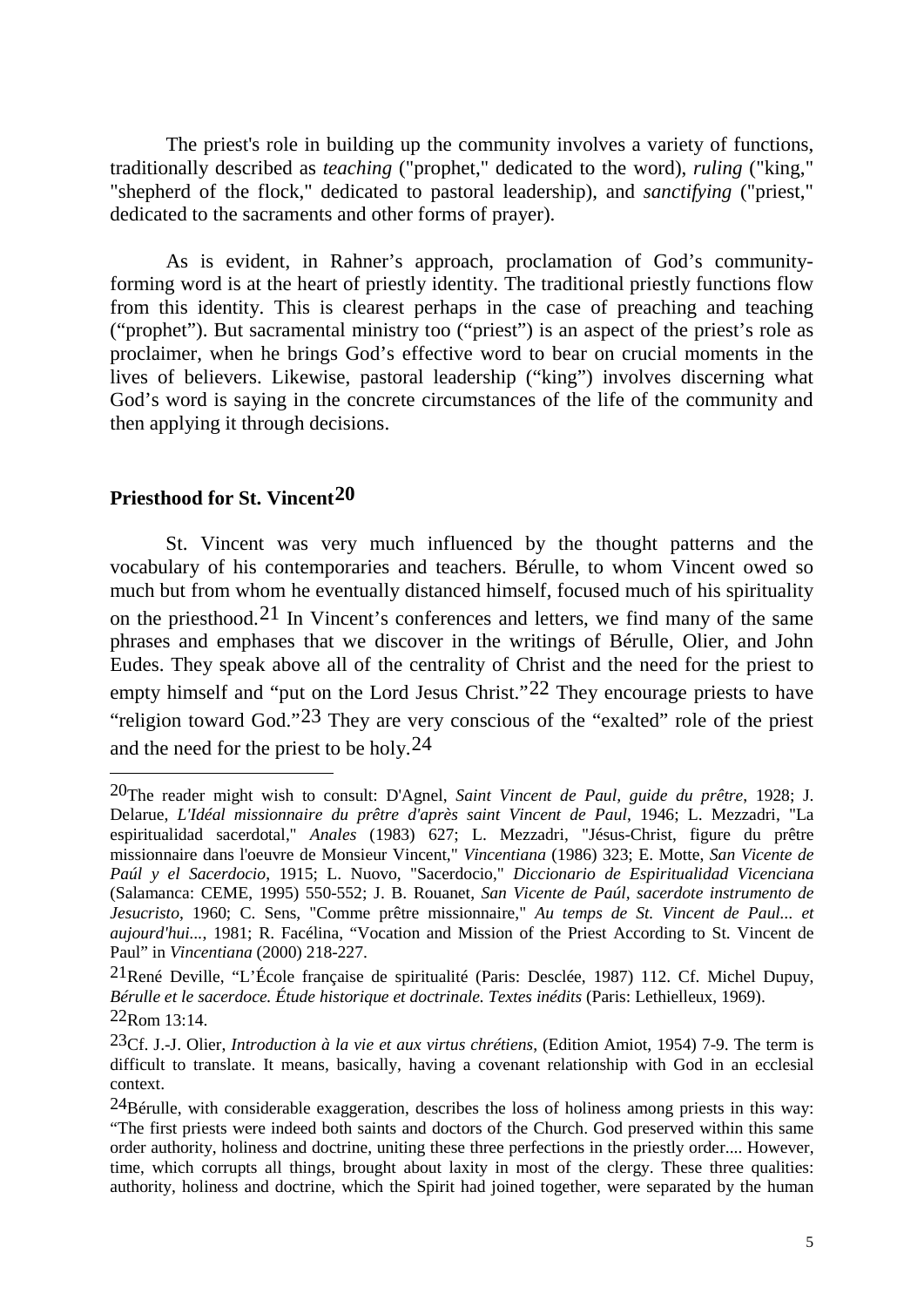The priest's role in building up the community involves a variety of functions, traditionally described as *teaching* ("prophet," dedicated to the word), *ruling* ("king," "shepherd of the flock," dedicated to pastoral leadership), and *sanctifying* ("priest," dedicated to the sacraments and other forms of prayer).

As is evident, in Rahner's approach, proclamation of God's community-forming word is at the heart of priestly identity. The traditional priestly functions flow from this identity. This is clearest perhaps in the case of preaching and teaching ("prophet"). But sacramental ministry too ("priest") is an aspect of the priest's role as proclaimer, when he brings God's effective word to bear on crucial moments in the lives of believers. Likewise, pastoral leadership ("king") involves discerning what God's word is saying in the concrete circumstances of the life of the community and then applying it through decisions.

## Priesthood for St. Vincent[20]

St. Vincent was very much influenced by the thought patterns and the vocabulary of his contemporaries and teachers. Bérulle, to whom Vincent owed so much but from whom he eventually distanced himself, focused much of his spirituality on the priesthood.[21] In Vincent's conferences and letters, we find many of the same phrases and emphases that we discover in the writings of Bérulle, Olier, and John Eudes. They speak above all of the centrality of Christ and the need for the priest to empty himself and "put on the Lord Jesus Christ."[22] They encourage priests to have "religion toward God."[23] They are very conscious of the "exalted" role of the priest and the need for the priest to be holy.[24]

---

[20] The reader might wish to consult: D'Agnel, *Saint Vincent de Paul, guide du prêtre*, 1928; J. Delarue, *L'Idéal missionnaire du prêtre d'après saint Vincent de Paul*, 1946; L. Mezzadri, "La espiritualidad sacerdotal," *Anales* (1983) 627; L. Mezzadri, "Jésus-Christ, figure du prêtre missionnaire dans l'oeuvre de Monsieur Vincent," *Vincentiana* (1986) 323; E. Motte, *San Vicente de Paúl y el Sacerdocio*, 1915; L. Nuovo, "Sacerdocio," *Diccionario de Espiritualidad Vicenciana* (Salamanca: CEME, 1995) 550-552; J. B. Rouanet, *San Vicente de Paúl, sacerdote instrumento de Jesucristo*, 1960; C. Sens, "Comme prêtre missionnaire," *Au temps de St. Vincent de Paul... et aujourd'hui...*, 1981; R. Facélina, "Vocation and Mission of the Priest According to St. Vincent de Paul" in *Vincentiana* (2000) 218-227.

[21] René Deville, "L'École française de spiritualité (Paris: Desclée, 1987) 112. Cf. Michel Dupuy, *Bérulle et le sacerdoce. Étude historique et doctrinale. Textes inédits* (Paris: Lethielleux, 1969).

[22] Rom 13:14.

[23] Cf. J.-J. Olier, *Introduction à la vie et aux virtus chrétiens*, (Edition Amiot, 1954) 7-9. The term is difficult to translate. It means, basically, having a covenant relationship with God in an ecclesial context.

[24] Bérulle, with considerable exaggeration, describes the loss of holiness among priests in this way: "The first priests were indeed both saints and doctors of the Church. God preserved within this same order authority, holiness and doctrine, uniting these three perfections in the priestly order.... However, time, which corrupts all things, brought about laxity in most of the clergy. These three qualities: authority, holiness and doctrine, which the Spirit had joined together, were separated by the human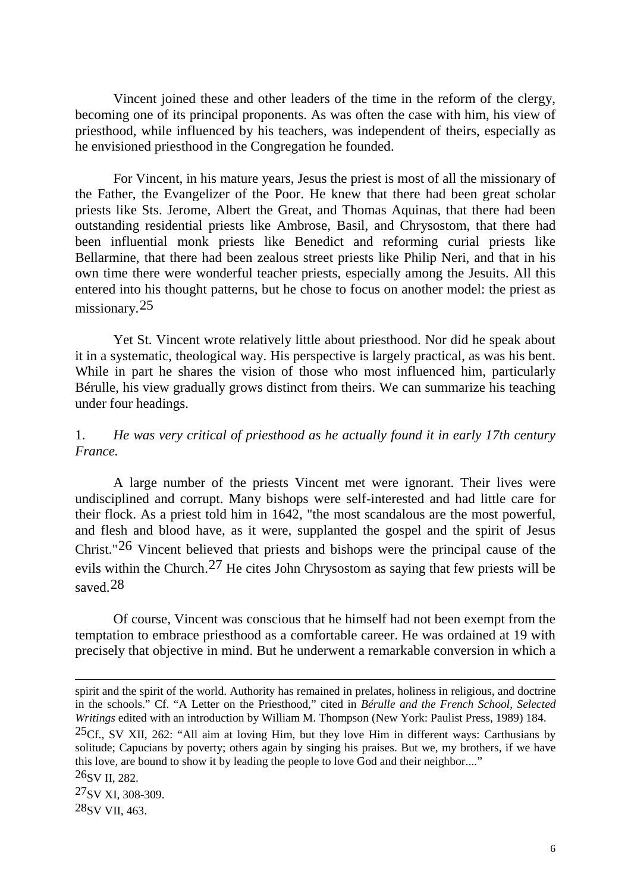Vincent joined these and other leaders of the time in the reform of the clergy, becoming one of its principal proponents. As was often the case with him, his view of priesthood, while influenced by his teachers, was independent of theirs, especially as he envisioned priesthood in the Congregation he founded.

For Vincent, in his mature years, Jesus the priest is most of all the missionary of the Father, the Evangelizer of the Poor. He knew that there had been great scholar priests like Sts. Jerome, Albert the Great, and Thomas Aquinas, that there had been outstanding residential priests like Ambrose, Basil, and Chrysostom, that there had been influential monk priests like Benedict and reforming curial priests like Bellarmine, that there had been zealous street priests like Philip Neri, and that in his own time there were wonderful teacher priests, especially among the Jesuits. All this entered into his thought patterns, but he chose to focus on another model: the priest as missionary.[25]

Yet St. Vincent wrote relatively little about priesthood. Nor did he speak about it in a systematic, theological way. His perspective is largely practical, as was his bent. While in part he shares the vision of those who most influenced him, particularly Bérulle, his view gradually grows distinct from theirs. We can summarize his teaching under four headings.

1. *He was very critical of priesthood as he actually found it in early 17th century France.*

A large number of the priests Vincent met were ignorant. Their lives were undisciplined and corrupt. Many bishops were self-interested and had little care for their flock. As a priest told him in 1642, "the most scandalous are the most powerful, and flesh and blood have, as it were, supplanted the gospel and the spirit of Jesus Christ."[26] Vincent believed that priests and bishops were the principal cause of the evils within the Church.[27] He cites John Chrysostom as saying that few priests will be saved.[28]

Of course, Vincent was conscious that he himself had not been exempt from the temptation to embrace priesthood as a comfortable career. He was ordained at 19 with precisely that objective in mind. But he underwent a remarkable conversion in which a

---

spirit and the spirit of the world. Authority has remained in prelates, holiness in religious, and doctrine in the schools." Cf. "A Letter on the Priesthood," cited in *Bérulle and the French School, Selected Writings* edited with an introduction by William M. Thompson (New York: Paulist Press, 1989) 184.

[25]Cf., SV XII, 262: "All aim at loving Him, but they love Him in different ways: Carthusians by solitude; Capucians by poverty; others again by singing his praises. But we, my brothers, if we have this love, are bound to show it by leading the people to love God and their neighbor...."

[26]SV II, 282.

[27]SV XI, 308-309.

[28]SV VII, 463.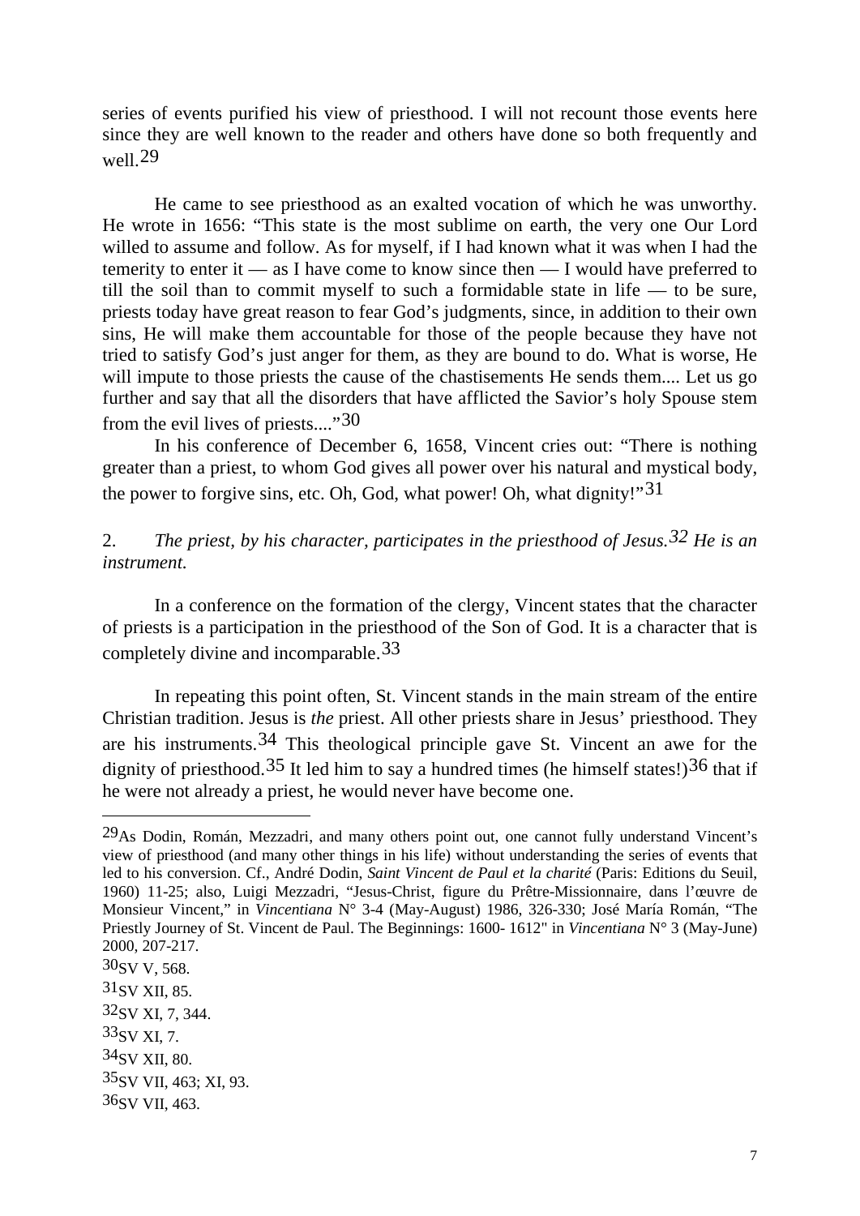series of events purified his view of priesthood. I will not recount those events here since they are well known to the reader and others have done so both frequently and well.[29]

He came to see priesthood as an exalted vocation of which he was unworthy. He wrote in 1656: "This state is the most sublime on earth, the very one Our Lord willed to assume and follow. As for myself, if I had known what it was when I had the temerity to enter it — as I have come to know since then — I would have preferred to till the soil than to commit myself to such a formidable state in life — to be sure, priests today have great reason to fear God's judgments, since, in addition to their own sins, He will make them accountable for those of the people because they have not tried to satisfy God's just anger for them, as they are bound to do. What is worse, He will impute to those priests the cause of the chastisements He sends them.... Let us go further and say that all the disorders that have afflicted the Savior's holy Spouse stem from the evil lives of priests...."[30]

In his conference of December 6, 1658, Vincent cries out: "There is nothing greater than a priest, to whom God gives all power over his natural and mystical body, the power to forgive sins, etc. Oh, God, what power! Oh, what dignity!"[31]

2. *The priest, by his character, participates in the priesthood of Jesus.[32] He is an instrument.*

In a conference on the formation of the clergy, Vincent states that the character of priests is a participation in the priesthood of the Son of God. It is a character that is completely divine and incomparable.[33]

In repeating this point often, St. Vincent stands in the main stream of the entire Christian tradition. Jesus is *the* priest. All other priests share in Jesus' priesthood. They are his instruments.[34] This theological principle gave St. Vincent an awe for the dignity of priesthood.[35] It led him to say a hundred times (he himself states!)[36] that if he were not already a priest, he would never have become one.

---

[29] As Dodin, Román, Mezzadri, and many others point out, one cannot fully understand Vincent's view of priesthood (and many other things in his life) without understanding the series of events that led to his conversion. Cf., André Dodin, *Saint Vincent de Paul et la charité* (Paris: Editions du Seuil, 1960) 11-25; also, Luigi Mezzadri, "Jesus-Christ, figure du Prêtre-Missionnaire, dans l'œuvre de Monsieur Vincent," in *Vincentiana* N° 3-4 (May-August) 1986, 326-330; José María Román, "The Priestly Journey of St. Vincent de Paul. The Beginnings: 1600- 1612" in *Vincentiana* N° 3 (May-June) 2000, 207-217.

[30] SV V, 568.

[31] SV XII, 85.

[32] SV XI, 7, 344.

[33] SV XI, 7.

[34] SV XII, 80.

[35] SV VII, 463; XI, 93.

[36] SV VII, 463.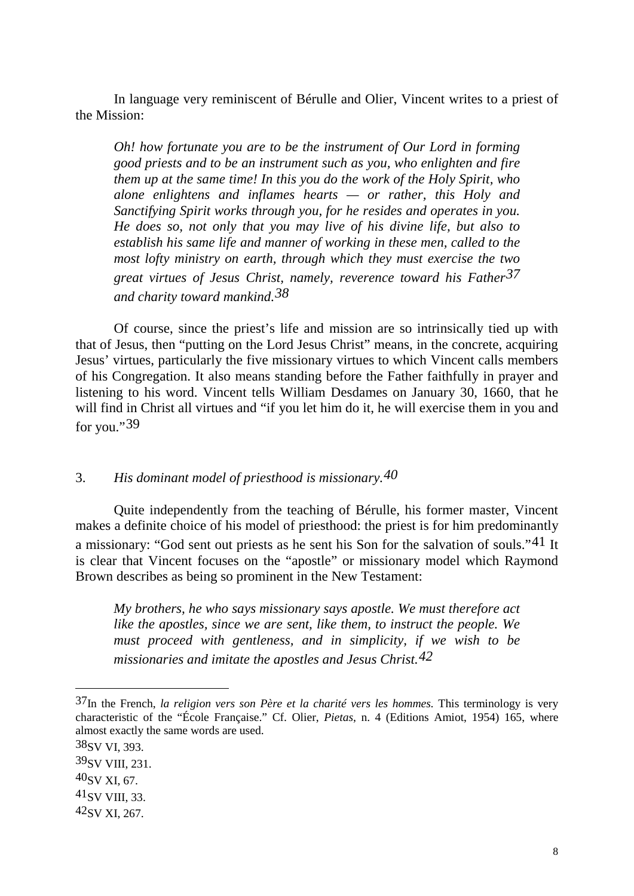In language very reminiscent of Bérulle and Olier, Vincent writes to a priest of the Mission:

> *Oh! how fortunate you are to be the instrument of Our Lord in forming good priests and to be an instrument such as you, who enlighten and fire them up at the same time! In this you do the work of the Holy Spirit, who alone enlightens and inflames hearts — or rather, this Holy and Sanctifying Spirit works through you, for he resides and operates in you. He does so, not only that you may live of his divine life, but also to establish his same life and manner of working in these men, called to the most lofty ministry on earth, through which they must exercise the two great virtues of Jesus Christ, namely, reverence toward his Father*[37] *and charity toward mankind.*[38]

Of course, since the priest's life and mission are so intrinsically tied up with that of Jesus, then "putting on the Lord Jesus Christ" means, in the concrete, acquiring Jesus' virtues, particularly the five missionary virtues to which Vincent calls members of his Congregation. It also means standing before the Father faithfully in prayer and listening to his word. Vincent tells William Desdames on January 30, 1660, that he will find in Christ all virtues and "if you let him do it, he will exercise them in you and for you."[39]

### 3. *His dominant model of priesthood is missionary.*[40]

Quite independently from the teaching of Bérulle, his former master, Vincent makes a definite choice of his model of priesthood: the priest is for him predominantly a missionary: "God sent out priests as he sent his Son for the salvation of souls."[41] It is clear that Vincent focuses on the "apostle" or missionary model which Raymond Brown describes as being so prominent in the New Testament:

> *My brothers, he who says missionary says apostle. We must therefore act like the apostles, since we are sent, like them, to instruct the people. We must proceed with gentleness, and in simplicity, if we wish to be missionaries and imitate the apostles and Jesus Christ.*[42]

---

[37] In the French, *la religion vers son Père et la charité vers les hommes.* This terminology is very characteristic of the "École Française." Cf. Olier, *Pietas*, n. 4 (Editions Amiot, 1954) 165, where almost exactly the same words are used.

[38] SV VI, 393.

[39] SV VIII, 231.

[40] SV XI, 67.

[41] SV VIII, 33.

[42] SV XI, 267.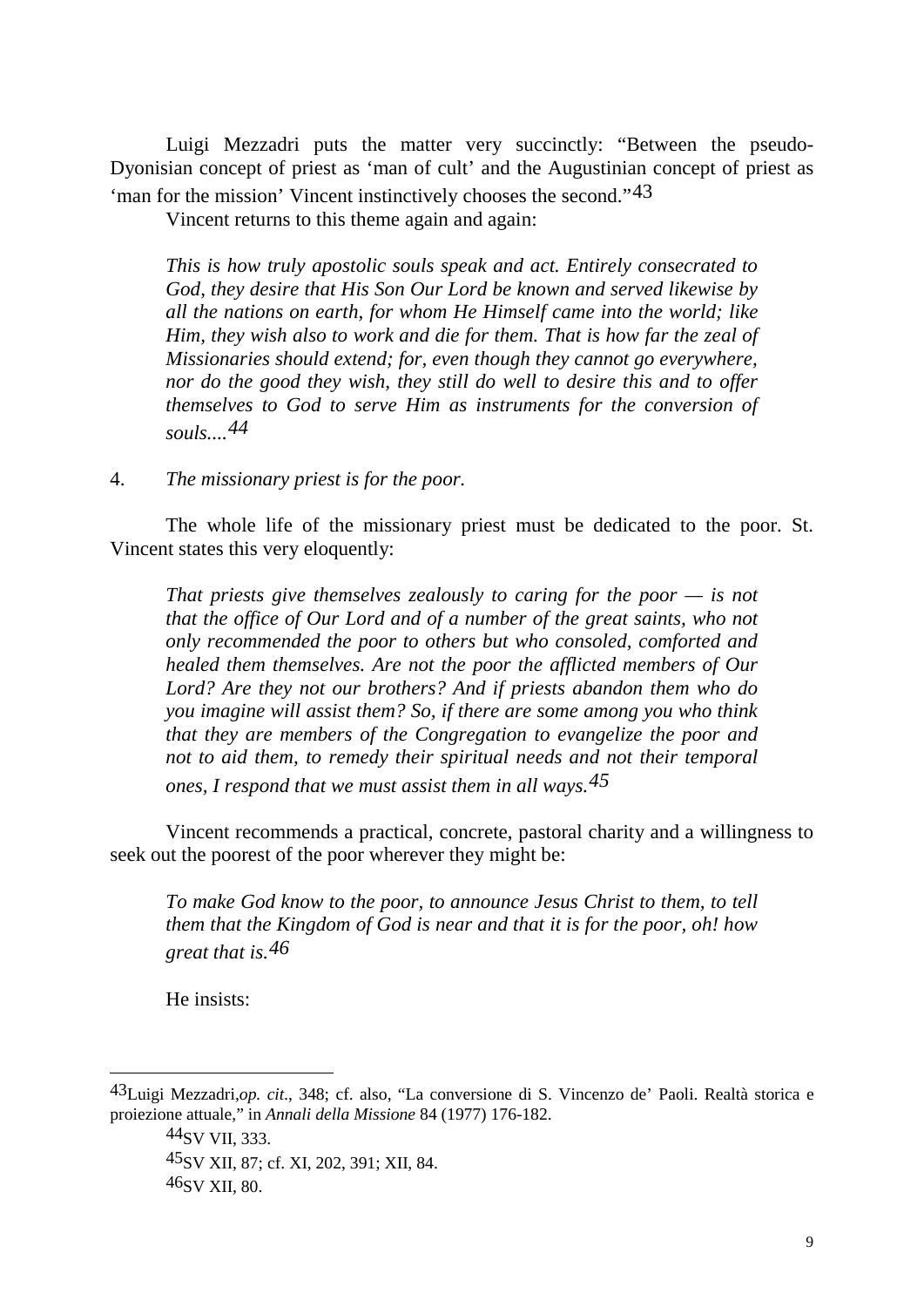Luigi Mezzadri puts the matter very succinctly: "Between the pseudo-Dyonisian concept of priest as 'man of cult' and the Augustinian concept of priest as 'man for the mission' Vincent instinctively chooses the second."[43]

Vincent returns to this theme again and again:

> *This is how truly apostolic souls speak and act. Entirely consecrated to God, they desire that His Son Our Lord be known and served likewise by all the nations on earth, for whom He Himself came into the world; like Him, they wish also to work and die for them. That is how far the zeal of Missionaries should extend; for, even though they cannot go everywhere, nor do the good they wish, they still do well to desire this and to offer themselves to God to serve Him as instruments for the conversion of souls....*[44]

4. *The missionary priest is for the poor.*

The whole life of the missionary priest must be dedicated to the poor. St. Vincent states this very eloquently:

> *That priests give themselves zealously to caring for the poor — is not that the office of Our Lord and of a number of the great saints, who not only recommended the poor to others but who consoled, comforted and healed them themselves. Are not the poor the afflicted members of Our Lord? Are they not our brothers? And if priests abandon them who do you imagine will assist them? So, if there are some among you who think that they are members of the Congregation to evangelize the poor and not to aid them, to remedy their spiritual needs and not their temporal ones, I respond that we must assist them in all ways.*[45]

Vincent recommends a practical, concrete, pastoral charity and a willingness to seek out the poorest of the poor wherever they might be:

> *To make God know to the poor, to announce Jesus Christ to them, to tell them that the Kingdom of God is near and that it is for the poor, oh! how great that is.*[46]

He insists:

---

[43] Luigi Mezzadri, *op. cit.*, 348; cf. also, "La conversione di S. Vincenzo de' Paoli. Realtà storica e proiezione attuale," in *Annali della Missione* 84 (1977) 176-182.

[44] SV VII, 333.

[45] SV XII, 87; cf. XI, 202, 391; XII, 84.

[46] SV XII, 80.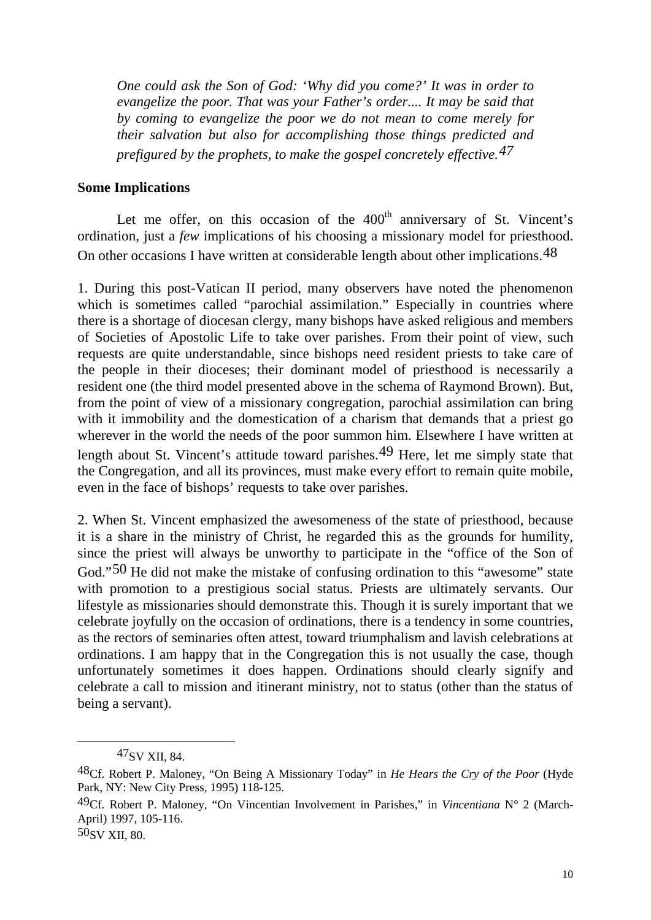*One could ask the Son of God: 'Why did you come?' It was in order to evangelize the poor. That was your Father's order.... It may be said that by coming to evangelize the poor we do not mean to come merely for their salvation but also for accomplishing those things predicted and prefigured by the prophets, to make the gospel concretely effective.*[47]

**Some Implications**

Let me offer, on this occasion of the 400th anniversary of St. Vincent's ordination, just a *few* implications of his choosing a missionary model for priesthood. On other occasions I have written at considerable length about other implications.[48]

1. During this post-Vatican II period, many observers have noted the phenomenon which is sometimes called "parochial assimilation." Especially in countries where there is a shortage of diocesan clergy, many bishops have asked religious and members of Societies of Apostolic Life to take over parishes. From their point of view, such requests are quite understandable, since bishops need resident priests to take care of the people in their dioceses; their dominant model of priesthood is necessarily a resident one (the third model presented above in the schema of Raymond Brown). But, from the point of view of a missionary congregation, parochial assimilation can bring with it immobility and the domestication of a charism that demands that a priest go wherever in the world the needs of the poor summon him. Elsewhere I have written at length about St. Vincent's attitude toward parishes.[49] Here, let me simply state that the Congregation, and all its provinces, must make every effort to remain quite mobile, even in the face of bishops' requests to take over parishes.

2. When St. Vincent emphasized the awesomeness of the state of priesthood, because it is a share in the ministry of Christ, he regarded this as the grounds for humility, since the priest will always be unworthy to participate in the "office of the Son of God."[50] He did not make the mistake of confusing ordination to this "awesome" state with promotion to a prestigious social status. Priests are ultimately servants. Our lifestyle as missionaries should demonstrate this. Though it is surely important that we celebrate joyfully on the occasion of ordinations, there is a tendency in some countries, as the rectors of seminaries often attest, toward triumphalism and lavish celebrations at ordinations. I am happy that in the Congregation this is not usually the case, though unfortunately sometimes it does happen. Ordinations should clearly signify and celebrate a call to mission and itinerant ministry, not to status (other than the status of being a servant).

---

[47] SV XII, 84.

[48] Cf. Robert P. Maloney, "On Being A Missionary Today" in *He Hears the Cry of the Poor* (Hyde Park, NY: New City Press, 1995) 118-125.

[49] Cf. Robert P. Maloney, "On Vincentian Involvement in Parishes," in *Vincentiana* N° 2 (March-April) 1997, 105-116.

[50] SV XII, 80.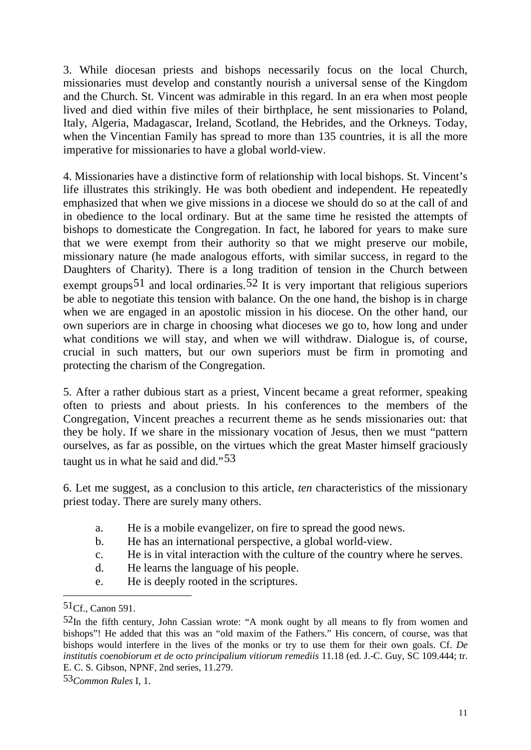3. While diocesan priests and bishops necessarily focus on the local Church, missionaries must develop and constantly nourish a universal sense of the Kingdom and the Church. St. Vincent was admirable in this regard. In an era when most people lived and died within five miles of their birthplace, he sent missionaries to Poland, Italy, Algeria, Madagascar, Ireland, Scotland, the Hebrides, and the Orkneys. Today, when the Vincentian Family has spread to more than 135 countries, it is all the more imperative for missionaries to have a global world-view.

4. Missionaries have a distinctive form of relationship with local bishops. St. Vincent's life illustrates this strikingly. He was both obedient and independent. He repeatedly emphasized that when we give missions in a diocese we should do so at the call of and in obedience to the local ordinary. But at the same time he resisted the attempts of bishops to domesticate the Congregation. In fact, he labored for years to make sure that we were exempt from their authority so that we might preserve our mobile, missionary nature (he made analogous efforts, with similar success, in regard to the Daughters of Charity). There is a long tradition of tension in the Church between exempt groups[51] and local ordinaries.[52] It is very important that religious superiors be able to negotiate this tension with balance. On the one hand, the bishop is in charge when we are engaged in an apostolic mission in his diocese. On the other hand, our own superiors are in charge in choosing what dioceses we go to, how long and under what conditions we will stay, and when we will withdraw. Dialogue is, of course, crucial in such matters, but our own superiors must be firm in promoting and protecting the charism of the Congregation.

5. After a rather dubious start as a priest, Vincent became a great reformer, speaking often to priests and about priests. In his conferences to the members of the Congregation, Vincent preaches a recurrent theme as he sends missionaries out: that they be holy. If we share in the missionary vocation of Jesus, then we must "pattern ourselves, as far as possible, on the virtues which the great Master himself graciously taught us in what he said and did."[53]

6. Let me suggest, as a conclusion to this article, *ten* characteristics of the missionary priest today. There are surely many others.

a. He is a mobile evangelizer, on fire to spread the good news.
b. He has an international perspective, a global world-view.
c. He is in vital interaction with the culture of the country where he serves.
d. He learns the language of his people.
e. He is deeply rooted in the scriptures.

---

[51] Cf., Canon 591.

[52] In the fifth century, John Cassian wrote: "A monk ought by all means to fly from women and bishops"! He added that this was an "old maxim of the Fathers." His concern, of course, was that bishops would interfere in the lives of the monks or try to use them for their own goals. Cf. *De institutis coenobiorum et de octo principalium vitiorum remediis* 11.18 (ed. J.-C. Guy, SC 109.444; tr. E. C. S. Gibson, NPNF, 2nd series, 11.279.

[53] *Common Rules* I, 1.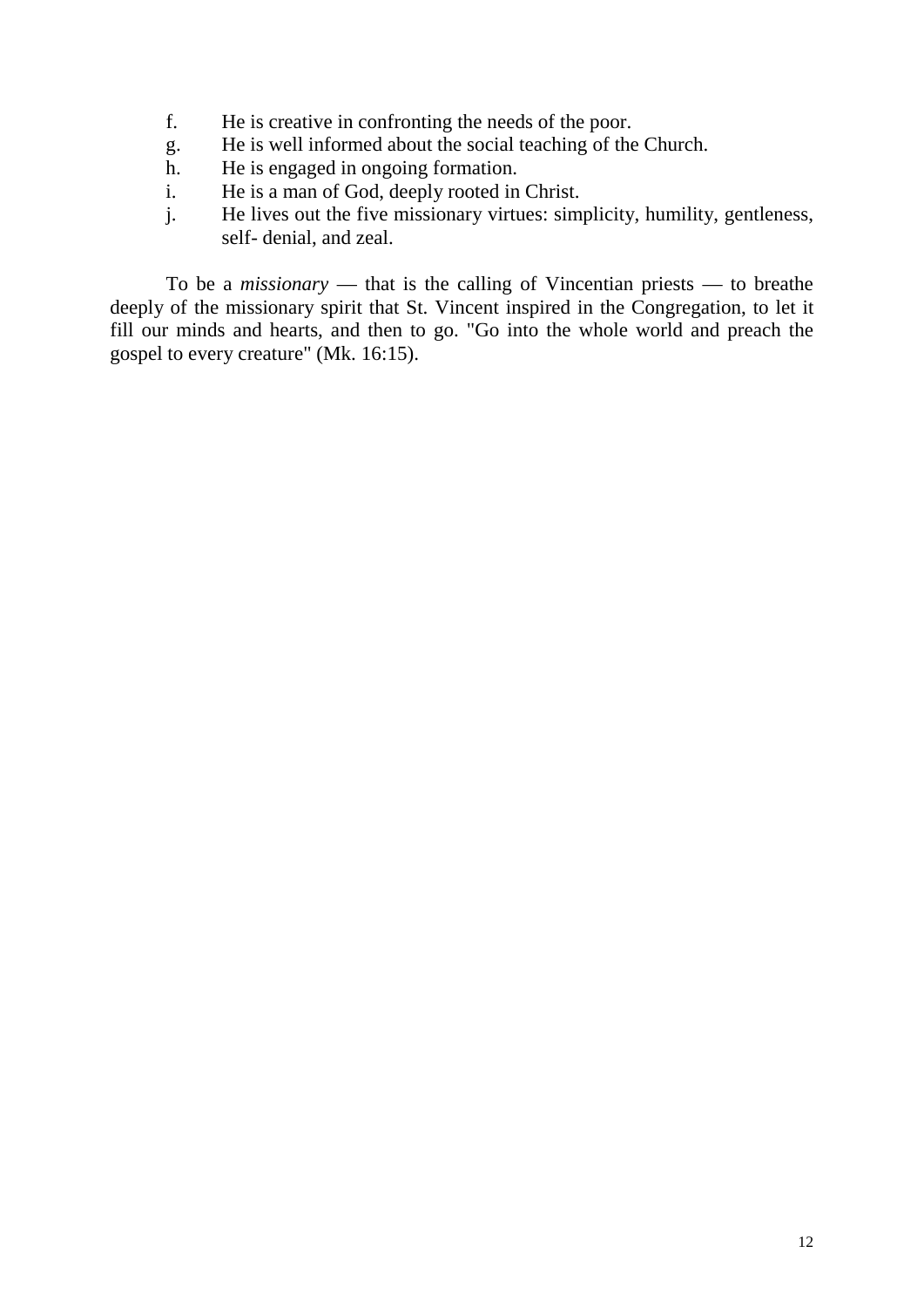f. He is creative in confronting the needs of the poor.
g. He is well informed about the social teaching of the Church.
h. He is engaged in ongoing formation.
i. He is a man of God, deeply rooted in Christ.
j. He lives out the five missionary virtues: simplicity, humility, gentleness, self- denial, and zeal.

To be a *missionary* — that is the calling of Vincentian priests — to breathe deeply of the missionary spirit that St. Vincent inspired in the Congregation, to let it fill our minds and hearts, and then to go. "Go into the whole world and preach the gospel to every creature" (Mk. 16:15).